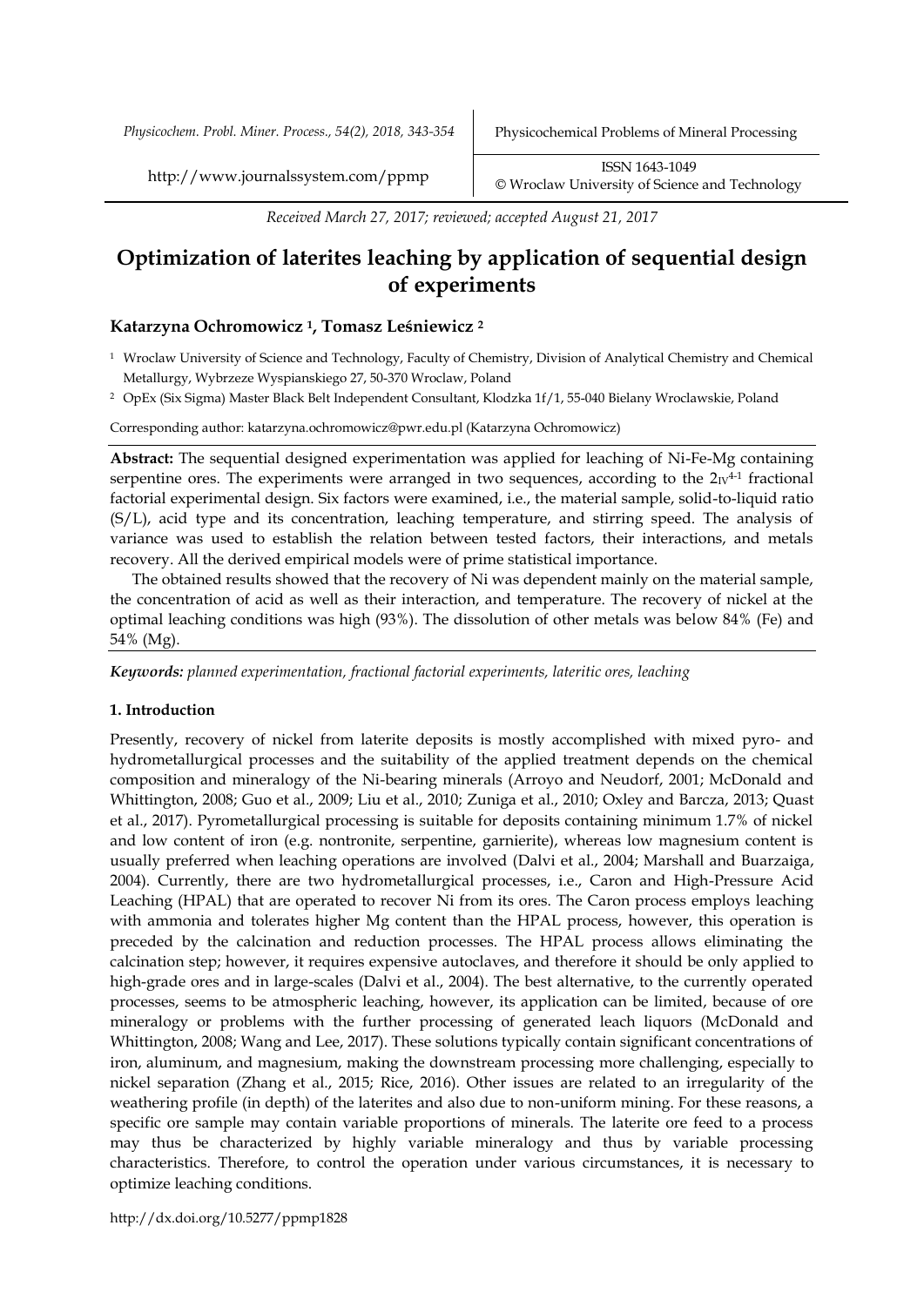*Received March 27, 2017; reviewed; accepted August 21, 2017*

# Optimization of laterites leaching by application of sequential design of experiments

**Katarzyna Ochromowicz [1], Tomasz Leśniewicz [2]**

[1] Wroclaw University of Science and Technology, Faculty of Chemistry, Division of Analytical Chemistry and Chemical Metallurgy, Wybrzeze Wyspianskiego 27, 50-370 Wroclaw, Poland

[2] OpEx (Six Sigma) Master Black Belt Independent Consultant, Klodzka 1f/1, 55-040 Bielany Wroclawskie, Poland

Corresponding author: katarzyna.ochromowicz@pwr.edu.pl (Katarzyna Ochromowicz)

**Abstract:** The sequential designed experimentation was applied for leaching of Ni-Fe-Mg containing serpentine ores. The experiments were arranged in two sequences, according to the $2_{IV}^{4-1}$ fractional factorial experimental design. Six factors were examined, i.e., the material sample, solid-to-liquid ratio (S/L), acid type and its concentration, leaching temperature, and stirring speed. The analysis of variance was used to establish the relation between tested factors, their interactions, and metals recovery. All the derived empirical models were of prime statistical importance.

The obtained results showed that the recovery of Ni was dependent mainly on the material sample, the concentration of acid as well as their interaction, and temperature. The recovery of nickel at the optimal leaching conditions was high (93%). The dissolution of other metals was below 84% (Fe) and 54% (Mg).

***Keywords:*** *planned experimentation, fractional factorial experiments, lateritic ores, leaching*

## 1. Introduction

Presently, recovery of nickel from laterite deposits is mostly accomplished with mixed pyro- and hydrometallurgical processes and the suitability of the applied treatment depends on the chemical composition and mineralogy of the Ni-bearing minerals (Arroyo and Neudorf, 2001; McDonald and Whittington, 2008; Guo et al., 2009; Liu et al., 2010; Zuniga et al., 2010; Oxley and Barcza, 2013; Quast et al., 2017). Pyrometallurgical processing is suitable for deposits containing minimum 1.7% of nickel and low content of iron (e.g. nontronite, serpentine, garnierite), whereas low magnesium content is usually preferred when leaching operations are involved (Dalvi et al., 2004; Marshall and Buarzaiga, 2004). Currently, there are two hydrometallurgical processes, i.e., Caron and High-Pressure Acid Leaching (HPAL) that are operated to recover Ni from its ores. The Caron process employs leaching with ammonia and tolerates higher Mg content than the HPAL process, however, this operation is preceded by the calcination and reduction processes. The HPAL process allows eliminating the calcination step; however, it requires expensive autoclaves, and therefore it should be only applied to high-grade ores and in large-scales (Dalvi et al., 2004). The best alternative, to the currently operated processes, seems to be atmospheric leaching, however, its application can be limited, because of ore mineralogy or problems with the further processing of generated leach liquors (McDonald and Whittington, 2008; Wang and Lee, 2017). These solutions typically contain significant concentrations of iron, aluminum, and magnesium, making the downstream processing more challenging, especially to nickel separation (Zhang et al., 2015; Rice, 2016). Other issues are related to an irregularity of the weathering profile (in depth) of the laterites and also due to non-uniform mining. For these reasons, a specific ore sample may contain variable proportions of minerals. The laterite ore feed to a process may thus be characterized by highly variable mineralogy and thus by variable processing characteristics. Therefore, to control the operation under various circumstances, it is necessary to optimize leaching conditions.

http://dx.doi.org/10.5277/ppmp1828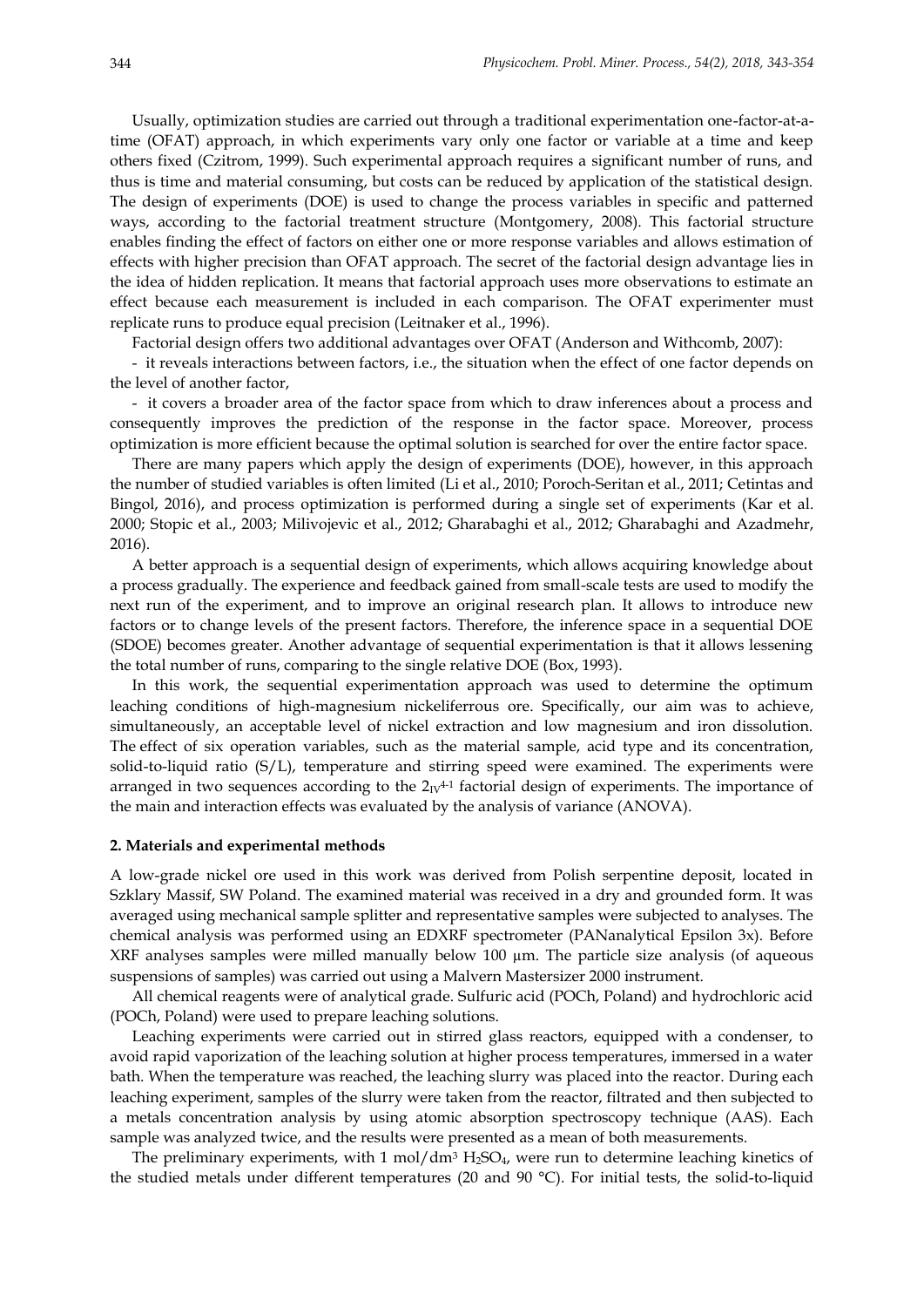Usually, optimization studies are carried out through a traditional experimentation one-factor-at-a-time (OFAT) approach, in which experiments vary only one factor or variable at a time and keep others fixed (Czitrom, 1999). Such experimental approach requires a significant number of runs, and thus is time and material consuming, but costs can be reduced by application of the statistical design. The design of experiments (DOE) is used to change the process variables in specific and patterned ways, according to the factorial treatment structure (Montgomery, 2008). This factorial structure enables finding the effect of factors on either one or more response variables and allows estimation of effects with higher precision than OFAT approach. The secret of the factorial design advantage lies in the idea of hidden replication. It means that factorial approach uses more observations to estimate an effect because each measurement is included in each comparison. The OFAT experimenter must replicate runs to produce equal precision (Leitnaker et al., 1996).

Factorial design offers two additional advantages over OFAT (Anderson and Withcomb, 2007):

- it reveals interactions between factors, i.e., the situation when the effect of one factor depends on the level of another factor,
- it covers a broader area of the factor space from which to draw inferences about a process and consequently improves the prediction of the response in the factor space. Moreover, process optimization is more efficient because the optimal solution is searched for over the entire factor space.

There are many papers which apply the design of experiments (DOE), however, in this approach the number of studied variables is often limited (Li et al., 2010; Poroch-Seritan et al., 2011; Cetintas and Bingol, 2016), and process optimization is performed during a single set of experiments (Kar et al. 2000; Stopic et al., 2003; Milivojevic et al., 2012; Gharabaghi et al., 2012; Gharabaghi and Azadmehr, 2016).

A better approach is a sequential design of experiments, which allows acquiring knowledge about a process gradually. The experience and feedback gained from small-scale tests are used to modify the next run of the experiment, and to improve an original research plan. It allows to introduce new factors or to change levels of the present factors. Therefore, the inference space in a sequential DOE (SDOE) becomes greater. Another advantage of sequential experimentation is that it allows lessening the total number of runs, comparing to the single relative DOE (Box, 1993).

In this work, the sequential experimentation approach was used to determine the optimum leaching conditions of high-magnesium nickeliferrous ore. Specifically, our aim was to achieve, simultaneously, an acceptable level of nickel extraction and low magnesium and iron dissolution. The effect of six operation variables, such as the material sample, acid type and its concentration, solid-to-liquid ratio (S/L), temperature and stirring speed were examined. The experiments were arranged in two sequences according to the $2_{IV}^{4-1}$ factorial design of experiments. The importance of the main and interaction effects was evaluated by the analysis of variance (ANOVA).

## 2. Materials and experimental methods

A low-grade nickel ore used in this work was derived from Polish serpentine deposit, located in Szklary Massif, SW Poland. The examined material was received in a dry and grounded form. It was averaged using mechanical sample splitter and representative samples were subjected to analyses. The chemical analysis was performed using an EDXRF spectrometer (PANanalytical Epsilon 3x). Before XRF analyses samples were milled manually below 100 µm. The particle size analysis (of aqueous suspensions of samples) was carried out using a Malvern Mastersizer 2000 instrument.

All chemical reagents were of analytical grade. Sulfuric acid (POCh, Poland) and hydrochloric acid (POCh, Poland) were used to prepare leaching solutions.

Leaching experiments were carried out in stirred glass reactors, equipped with a condenser, to avoid rapid vaporization of the leaching solution at higher process temperatures, immersed in a water bath. When the temperature was reached, the leaching slurry was placed into the reactor. During each leaching experiment, samples of the slurry were taken from the reactor, filtrated and then subjected to a metals concentration analysis by using atomic absorption spectroscopy technique (AAS). Each sample was analyzed twice, and the results were presented as a mean of both measurements.

The preliminary experiments, with 1 mol/dm$^3$ $H_2SO_4$, were run to determine leaching kinetics of the studied metals under different temperatures (20 and 90 °C). For initial tests, the solid-to-liquid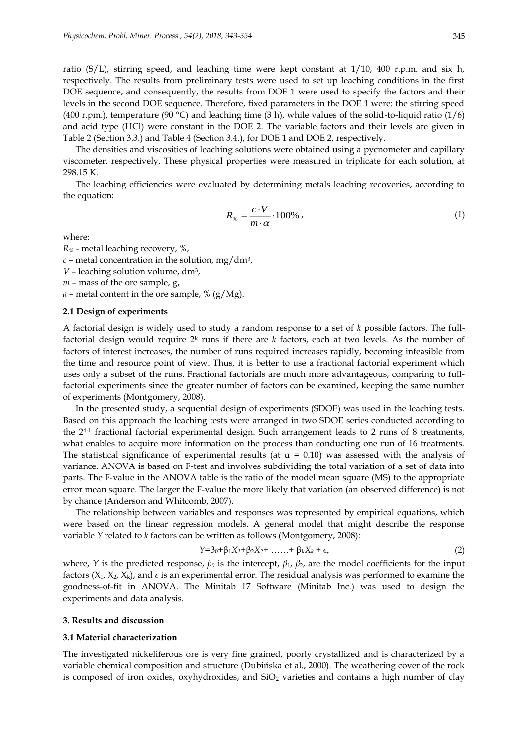ratio (S/L), stirring speed, and leaching time were kept constant at 1/10, 400 r.p.m. and six h, respectively. The results from preliminary tests were used to set up leaching conditions in the first DOE sequence, and consequently, the results from DOE 1 were used to specify the factors and their levels in the second DOE sequence. Therefore, fixed parameters in the DOE 1 were: the stirring speed (400 r.pm.), temperature (90 °C) and leaching time (3 h), while values of the solid-to-liquid ratio (1/6) and acid type (HCl) were constant in the DOE 2. The variable factors and their levels are given in Table 2 (Section 3.3.) and Table 4 (Section 3.4.), for DOE 1 and DOE 2, respectively.

The densities and viscosities of leaching solutions were obtained using a pycnometer and capillary viscometer, respectively. These physical properties were measured in triplicate for each solution, at 298.15 K.

The leaching efficiencies were evaluated by determining metals leaching recoveries, according to the equation:

$$R_{\%} = \frac{c \cdot V}{m \cdot \alpha} \cdot 100\% \,, \tag{1}$$

where:

$R_{\%}$ - metal leaching recovery, %,

$c$ – metal concentration in the solution, mg/dm$^3$,

$V$ – leaching solution volume, dm$^3$,

$m$ – mass of the ore sample, g,

$a$ – metal content in the ore sample, % (g/Mg).

### 2.1 Design of experiments

A factorial design is widely used to study a random response to a set of $k$ possible factors. The full-factorial design would require $2^k$ runs if there are $k$ factors, each at two levels. As the number of factors of interest increases, the number of runs required increases rapidly, becoming infeasible from the time and resource point of view. Thus, it is better to use a fractional factorial experiment which uses only a subset of the runs. Fractional factorials are much more advantageous, comparing to full-factorial experiments since the greater number of factors can be examined, keeping the same number of experiments (Montgomery, 2008).

In the presented study, a sequential design of experiments (SDOE) was used in the leaching tests. Based on this approach the leaching tests were arranged in two SDOE series conducted according to the $2^{4-1}$ fractional factorial experimental design. Such arrangement leads to 2 runs of 8 treatments, what enables to acquire more information on the process than conducting one run of 16 treatments. The statistical significance of experimental results (at $\alpha$ = 0.10) was assessed with the analysis of variance. ANOVA is based on F-test and involves subdividing the total variation of a set of data into parts. The F-value in the ANOVA table is the ratio of the model mean square (MS) to the appropriate error mean square. The larger the F-value the more likely that variation (an observed difference) is not by chance (Anderson and Whitcomb, 2007).

The relationship between variables and responses was represented by empirical equations, which were based on the linear regression models. A general model that might describe the response variable $Y$ related to $k$ factors can be written as follows (Montgomery, 2008):

$$Y=\beta_0+\beta_1 X_1+\beta_2 X_2+ \ldots\ldots+ \beta_k X_k + \epsilon, \tag{2}$$

where, $Y$ is the predicted response, $\beta_0$ is the intercept, $\beta_1$, $\beta_2$, are the model coefficients for the input factors ($X_1$, $X_2$, $X_k$), and $\epsilon$ is an experimental error. The residual analysis was performed to examine the goodness-of-fit in ANOVA. The Minitab 17 Software (Minitab Inc.) was used to design the experiments and data analysis.

## 3. Results and discussion

### 3.1 Material characterization

The investigated nickeliferous ore is very fine grained, poorly crystallized and is characterized by a variable chemical composition and structure (Dubińska et al., 2000). The weathering cover of the rock is composed of iron oxides, oxyhydroxides, and $SiO_2$ varieties and contains a high number of clay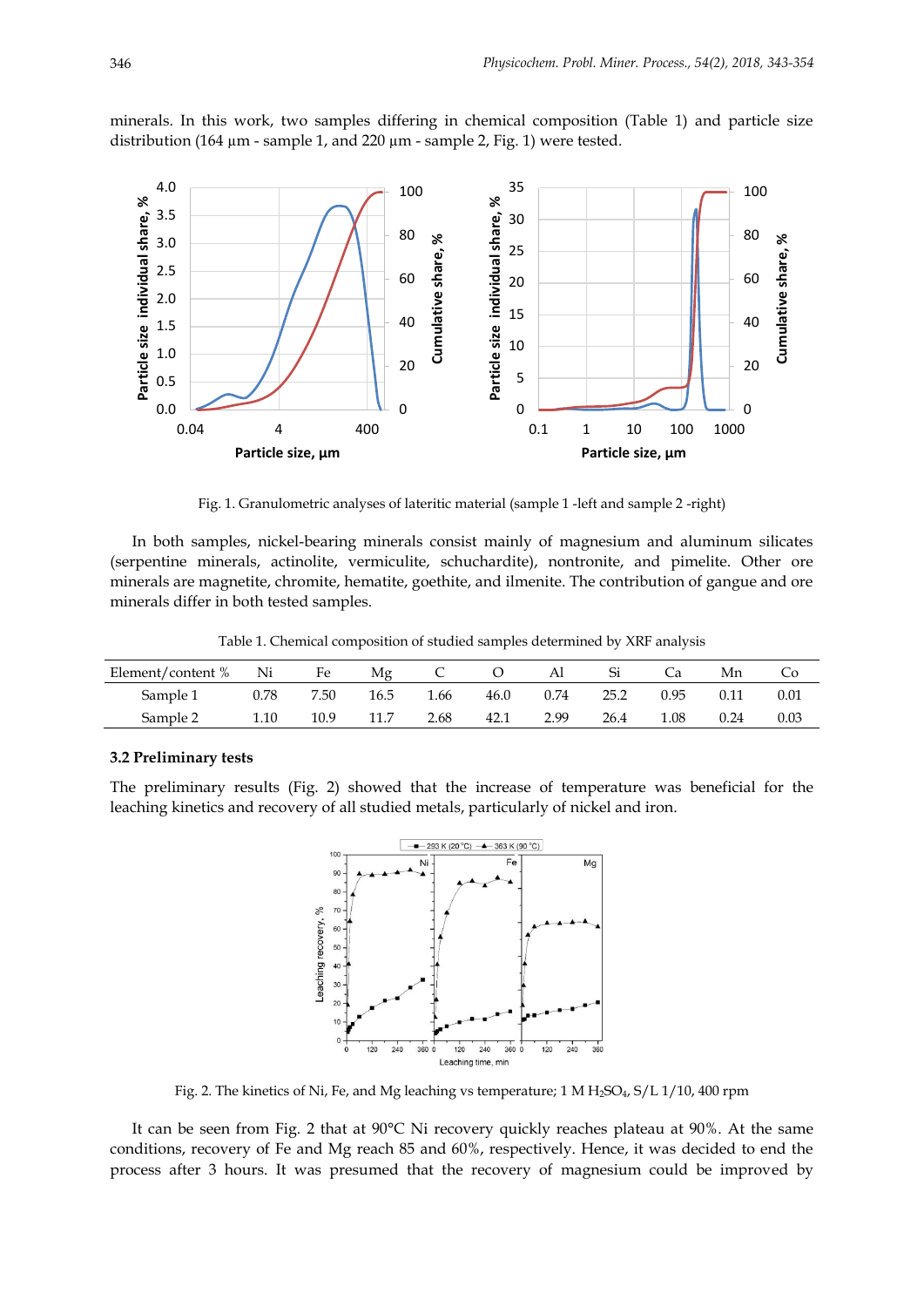minerals. In this work, two samples differing in chemical composition (Table 1) and particle size distribution (164 µm - sample 1, and 220 µm - sample 2, Fig. 1) were tested.

Fig. 1. Granulometric analyses of lateritic material (sample 1 -left and sample 2 -right)

In both samples, nickel-bearing minerals consist mainly of magnesium and aluminum silicates (serpentine minerals, actinolite, vermiculite, schuchardite), nontronite, and pimelite. Other ore minerals are magnetite, chromite, hematite, goethite, and ilmenite. The contribution of gangue and ore minerals differ in both tested samples.

Table 1. Chemical composition of studied samples determined by XRF analysis

| Element/content % | Ni | Fe | Mg | C | O | Al | Si | Ca | Mn | Co |
|---|---|---|---|---|---|---|---|---|---|---|
| Sample 1 | 0.78 | 7.50 | 16.5 | 1.66 | 46.0 | 0.74 | 25.2 | 0.95 | 0.11 | 0.01 |
| Sample 2 | 1.10 | 10.9 | 11.7 | 2.68 | 42.1 | 2.99 | 26.4 | 1.08 | 0.24 | 0.03 |

### 3.2 Preliminary tests

The preliminary results (Fig. 2) showed that the increase of temperature was beneficial for the leaching kinetics and recovery of all studied metals, particularly of nickel and iron.

Fig. 2. The kinetics of Ni, Fe, and Mg leaching vs temperature; 1 M $H_2SO_4$, S/L 1/10, 400 rpm

It can be seen from Fig. 2 that at 90°C Ni recovery quickly reaches plateau at 90%. At the same conditions, recovery of Fe and Mg reach 85 and 60%, respectively. Hence, it was decided to end the process after 3 hours. It was presumed that the recovery of magnesium could be improved by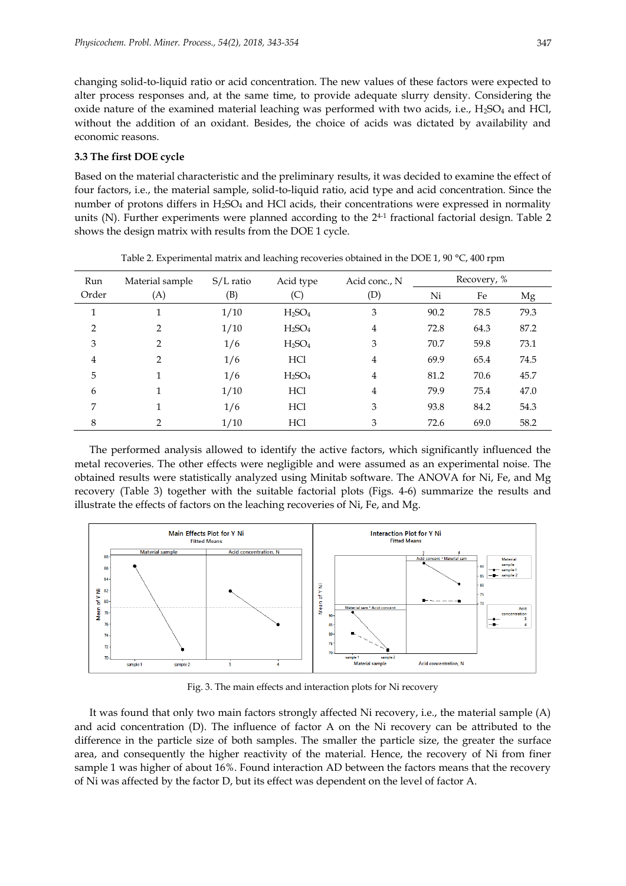changing solid-to-liquid ratio or acid concentration. The new values of these factors were expected to alter process responses and, at the same time, to provide adequate slurry density. Considering the oxide nature of the examined material leaching was performed with two acids, i.e., $H_2SO_4$ and HCl, without the addition of an oxidant. Besides, the choice of acids was dictated by availability and economic reasons.

### 3.3 The first DOE cycle

Based on the material characteristic and the preliminary results, it was decided to examine the effect of four factors, i.e., the material sample, solid-to-liquid ratio, acid type and acid concentration. Since the number of protons differs in $H_2SO_4$ and HCl acids, their concentrations were expressed in normality units (N). Further experiments were planned according to the $2^{4-1}$ fractional factorial design. Table 2 shows the design matrix with results from the DOE 1 cycle.

Table 2. Experimental matrix and leaching recoveries obtained in the DOE 1, 90 °C, 400 rpm

| Run Order | Material sample (A) | S/L ratio (B) | Acid type (C) | Acid conc., N (D) | Recovery, % | | |
|---|---|---|---|---|---|---|---|
| | | | | | Ni | Fe | Mg |
| 1 | 1 | 1/10 | $H_2SO_4$ | 3 | 90.2 | 78.5 | 79.3 |
| 2 | 2 | 1/10 | $H_2SO_4$ | 4 | 72.8 | 64.3 | 87.2 |
| 3 | 2 | 1/6 | $H_2SO_4$ | 3 | 70.7 | 59.8 | 73.1 |
| 4 | 2 | 1/6 | HCl | 4 | 69.9 | 65.4 | 74.5 |
| 5 | 1 | 1/6 | $H_2SO_4$ | 4 | 81.2 | 70.6 | 45.7 |
| 6 | 1 | 1/10 | HCl | 4 | 79.9 | 75.4 | 47.0 |
| 7 | 1 | 1/6 | HCl | 3 | 93.8 | 84.2 | 54.3 |
| 8 | 2 | 1/10 | HCl | 3 | 72.6 | 69.0 | 58.2 |

The performed analysis allowed to identify the active factors, which significantly influenced the metal recoveries. The other effects were negligible and were assumed as an experimental noise. The obtained results were statistically analyzed using Minitab software. The ANOVA for Ni, Fe, and Mg recovery (Table 3) together with the suitable factorial plots (Figs. 4-6) summarize the results and illustrate the effects of factors on the leaching recoveries of Ni, Fe, and Mg.

Fig. 3. The main effects and interaction plots for Ni recovery

It was found that only two main factors strongly affected Ni recovery, i.e., the material sample (A) and acid concentration (D). The influence of factor A on the Ni recovery can be attributed to the difference in the particle size of both samples. The smaller the particle size, the greater the surface area, and consequently the higher reactivity of the material. Hence, the recovery of Ni from finer sample 1 was higher of about 16%. Found interaction AD between the factors means that the recovery of Ni was affected by the factor D, but its effect was dependent on the level of factor A.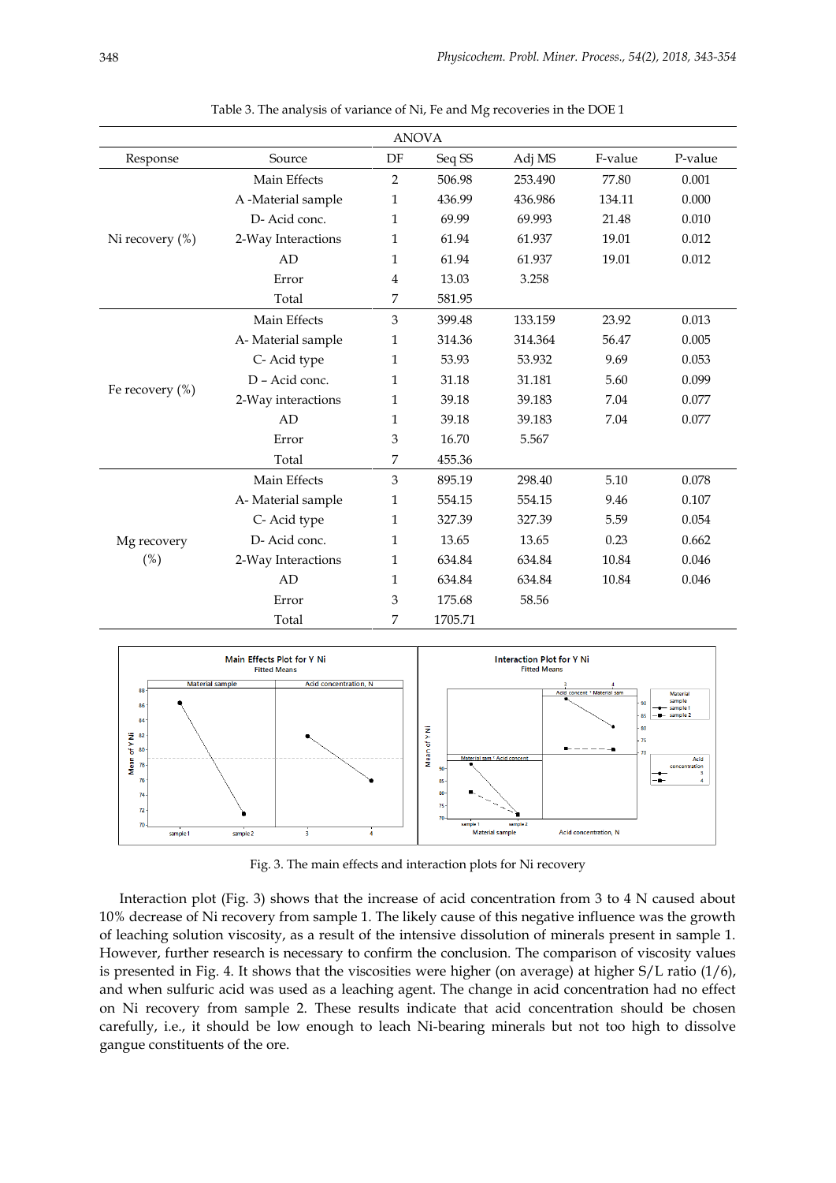Table 3. The analysis of variance of Ni, Fe and Mg recoveries in the DOE 1

| ANOVA | | | | | | |
|---|---|---|---|---|---|---|
| Response | Source | DF | Seq SS | Adj MS | F-value | P-value |
| Ni recovery (%) | Main Effects | 2 | 506.98 | 253.490 | 77.80 | 0.001 |
| | A -Material sample | 1 | 436.99 | 436.986 | 134.11 | 0.000 |
| | D- Acid conc. | 1 | 69.99 | 69.993 | 21.48 | 0.010 |
| | 2-Way Interactions | 1 | 61.94 | 61.937 | 19.01 | 0.012 |
| | AD | 1 | 61.94 | 61.937 | 19.01 | 0.012 |
| | Error | 4 | 13.03 | 3.258 | | |
| | Total | 7 | 581.95 | | | |
| Fe recovery (%) | Main Effects | 3 | 399.48 | 133.159 | 23.92 | 0.013 |
| | A- Material sample | 1 | 314.36 | 314.364 | 56.47 | 0.005 |
| | C- Acid type | 1 | 53.93 | 53.932 | 9.69 | 0.053 |
| | D – Acid conc. | 1 | 31.18 | 31.181 | 5.60 | 0.099 |
| | 2-Way interactions | 1 | 39.18 | 39.183 | 7.04 | 0.077 |
| | AD | 1 | 39.18 | 39.183 | 7.04 | 0.077 |
| | Error | 3 | 16.70 | 5.567 | | |
| | Total | 7 | 455.36 | | | |
| Mg recovery (%) | Main Effects | 3 | 895.19 | 298.40 | 5.10 | 0.078 |
| | A- Material sample | 1 | 554.15 | 554.15 | 9.46 | 0.107 |
| | C- Acid type | 1 | 327.39 | 327.39 | 5.59 | 0.054 |
| | D- Acid conc. | 1 | 13.65 | 13.65 | 0.23 | 0.662 |
| | 2-Way Interactions | 1 | 634.84 | 634.84 | 10.84 | 0.046 |
| | AD | 1 | 634.84 | 634.84 | 10.84 | 0.046 |
| | Error | 3 | 175.68 | 58.56 | | |
| | Total | 7 | 1705.71 | | | |

Fig. 3. The main effects and interaction plots for Ni recovery

Interaction plot (Fig. 3) shows that the increase of acid concentration from 3 to 4 N caused about 10% decrease of Ni recovery from sample 1. The likely cause of this negative influence was the growth of leaching solution viscosity, as a result of the intensive dissolution of minerals present in sample 1. However, further research is necessary to confirm the conclusion. The comparison of viscosity values is presented in Fig. 4. It shows that the viscosities were higher (on average) at higher S/L ratio (1/6), and when sulfuric acid was used as a leaching agent. The change in acid concentration had no effect on Ni recovery from sample 2. These results indicate that acid concentration should be chosen carefully, i.e., it should be low enough to leach Ni-bearing minerals but not too high to dissolve gangue constituents of the ore.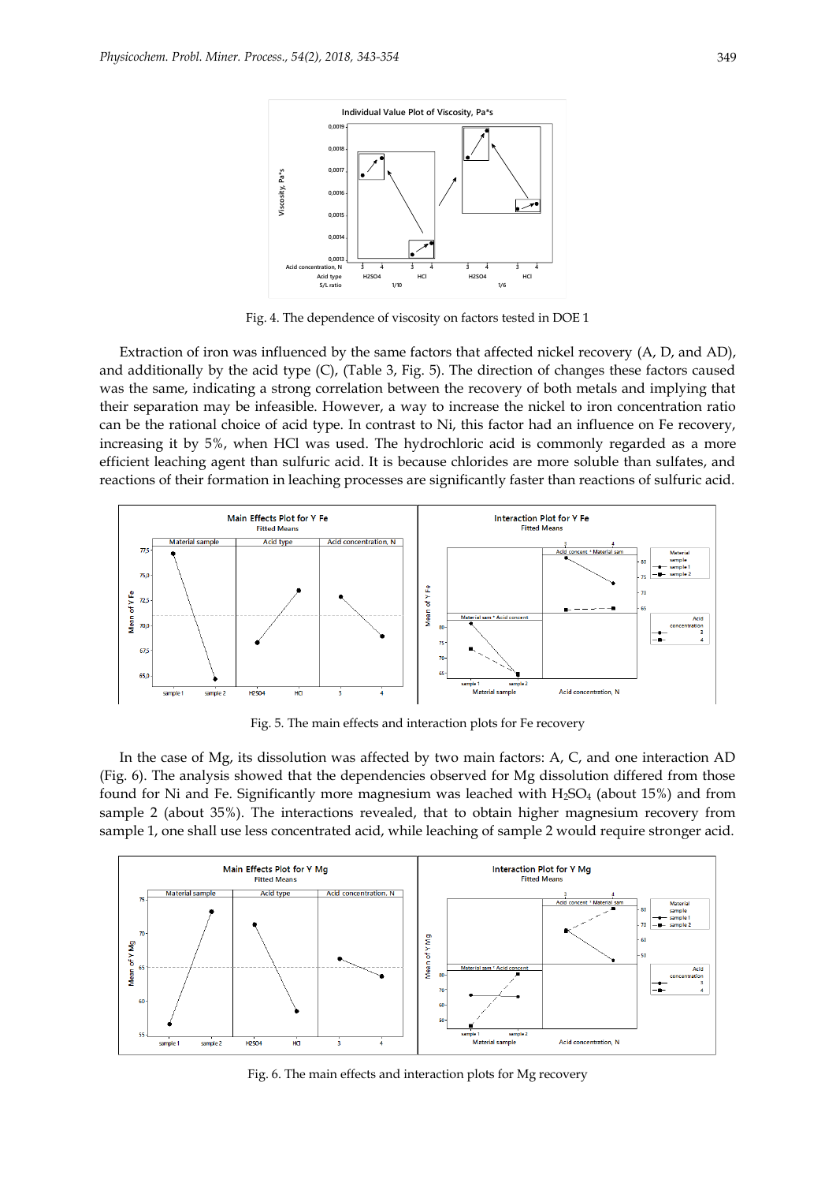Fig. 4. The dependence of viscosity on factors tested in DOE 1

Extraction of iron was influenced by the same factors that affected nickel recovery (A, D, and AD), and additionally by the acid type (C), (Table 3, Fig. 5). The direction of changes these factors caused was the same, indicating a strong correlation between the recovery of both metals and implying that their separation may be infeasible. However, a way to increase the nickel to iron concentration ratio can be the rational choice of acid type. In contrast to Ni, this factor had an influence on Fe recovery, increasing it by 5%, when HCl was used. The hydrochloric acid is commonly regarded as a more efficient leaching agent than sulfuric acid. It is because chlorides are more soluble than sulfates, and reactions of their formation in leaching processes are significantly faster than reactions of sulfuric acid.

Fig. 5. The main effects and interaction plots for Fe recovery

In the case of Mg, its dissolution was affected by two main factors: A, C, and one interaction AD (Fig. 6). The analysis showed that the dependencies observed for Mg dissolution differed from those found for Ni and Fe. Significantly more magnesium was leached with $H_2SO_4$ (about 15%) and from sample 2 (about 35%). The interactions revealed, that to obtain higher magnesium recovery from sample 1, one shall use less concentrated acid, while leaching of sample 2 would require stronger acid.

Fig. 6. The main effects and interaction plots for Mg recovery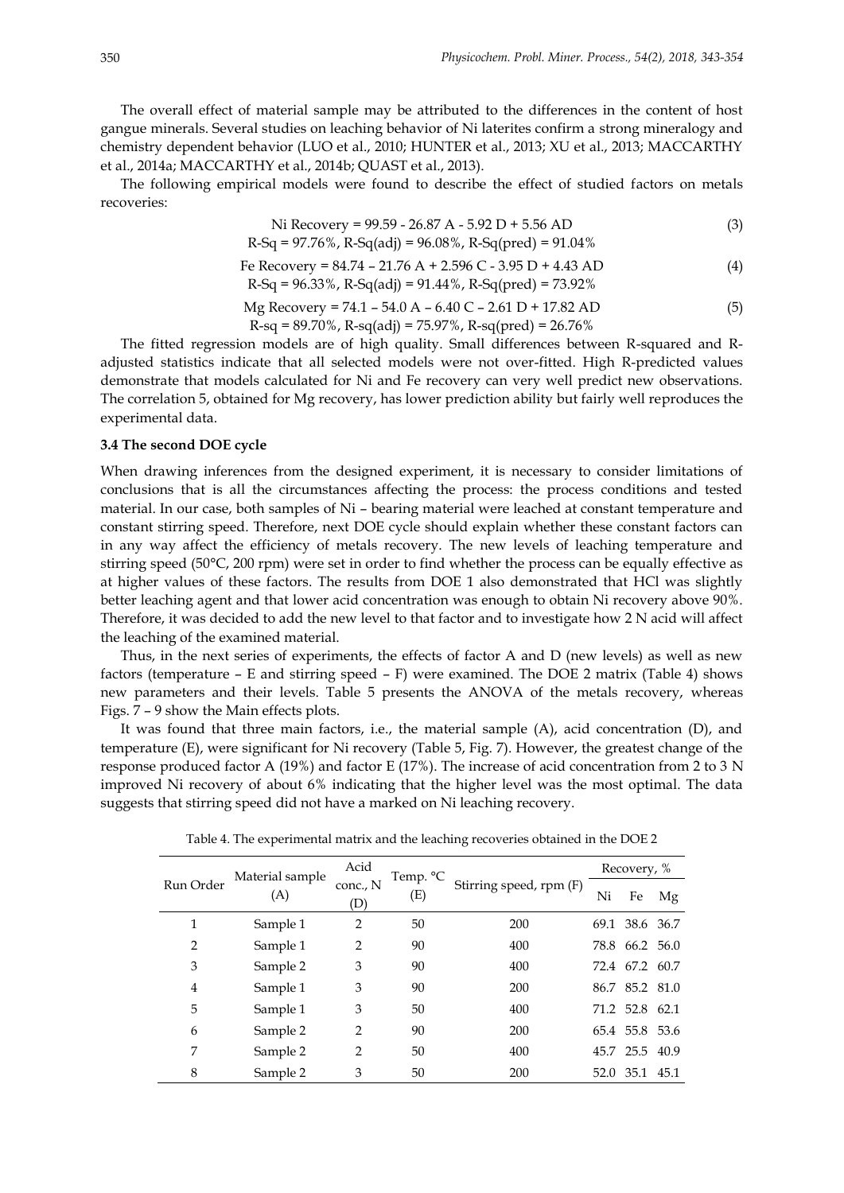The overall effect of material sample may be attributed to the differences in the content of host gangue minerals. Several studies on leaching behavior of Ni laterites confirm a strong mineralogy and chemistry dependent behavior (LUO et al., 2010; HUNTER et al., 2013; XU et al., 2013; MACCARTHY et al., 2014a; MACCARTHY et al., 2014b; QUAST et al., 2013).

The following empirical models were found to describe the effect of studied factors on metals recoveries:

$$\text{Ni Recovery} = 99.59 - 26.87\,A - 5.92\,D + 5.56\,AD \tag{3}$$

R-Sq = 97.76%, R-Sq(adj) = 96.08%, R-Sq(pred) = 91.04%

$$\text{Fe Recovery} = 84.74 - 21.76\,A + 2.596\,C - 3.95\,D + 4.43\,AD \tag{4}$$

R-Sq = 96.33%, R-Sq(adj) = 91.44%, R-Sq(pred) = 73.92%

$$\text{Mg Recovery} = 74.1 - 54.0\,A - 6.40\,C - 2.61\,D + 17.82\,AD \tag{5}$$

R-sq = 89.70%, R-sq(adj) = 75.97%, R-sq(pred) = 26.76%

The fitted regression models are of high quality. Small differences between R-squared and R-adjusted statistics indicate that all selected models were not over-fitted. High R-predicted values demonstrate that models calculated for Ni and Fe recovery can very well predict new observations. The correlation 5, obtained for Mg recovery, has lower prediction ability but fairly well reproduces the experimental data.

### 3.4 The second DOE cycle

When drawing inferences from the designed experiment, it is necessary to consider limitations of conclusions that is all the circumstances affecting the process: the process conditions and tested material. In our case, both samples of Ni – bearing material were leached at constant temperature and constant stirring speed. Therefore, next DOE cycle should explain whether these constant factors can in any way affect the efficiency of metals recovery. The new levels of leaching temperature and stirring speed (50°C, 200 rpm) were set in order to find whether the process can be equally effective as at higher values of these factors. The results from DOE 1 also demonstrated that HCl was slightly better leaching agent and that lower acid concentration was enough to obtain Ni recovery above 90%. Therefore, it was decided to add the new level to that factor and to investigate how 2 N acid will affect the leaching of the examined material.

Thus, in the next series of experiments, the effects of factor A and D (new levels) as well as new factors (temperature – E and stirring speed – F) were examined. The DOE 2 matrix (Table 4) shows new parameters and their levels. Table 5 presents the ANOVA of the metals recovery, whereas Figs. 7 – 9 show the Main effects plots.

It was found that three main factors, i.e., the material sample (A), acid concentration (D), and temperature (E), were significant for Ni recovery (Table 5, Fig. 7). However, the greatest change of the response produced factor A (19%) and factor E (17%). The increase of acid concentration from 2 to 3 N improved Ni recovery of about 6% indicating that the higher level was the most optimal. The data suggests that stirring speed did not have a marked on Ni leaching recovery.

Table 4. The experimental matrix and the leaching recoveries obtained in the DOE 2

| Run Order | Material sample (A) | Acid conc., N (D) | Temp. °C (E) | Stirring speed, rpm (F) | Recovery, % | | |
|---|---|---|---|---|---|---|---|
| | | | | | Ni | Fe | Mg |
| 1 | Sample 1 | 2 | 50 | 200 | 69.1 | 38.6 | 36.7 |
| 2 | Sample 1 | 2 | 90 | 400 | 78.8 | 66.2 | 56.0 |
| 3 | Sample 2 | 3 | 90 | 400 | 72.4 | 67.2 | 60.7 |
| 4 | Sample 1 | 3 | 90 | 200 | 86.7 | 85.2 | 81.0 |
| 5 | Sample 1 | 3 | 50 | 400 | 71.2 | 52.8 | 62.1 |
| 6 | Sample 2 | 2 | 90 | 200 | 65.4 | 55.8 | 53.6 |
| 7 | Sample 2 | 2 | 50 | 400 | 45.7 | 25.5 | 40.9 |
| 8 | Sample 2 | 3 | 50 | 200 | 52.0 | 35.1 | 45.1 |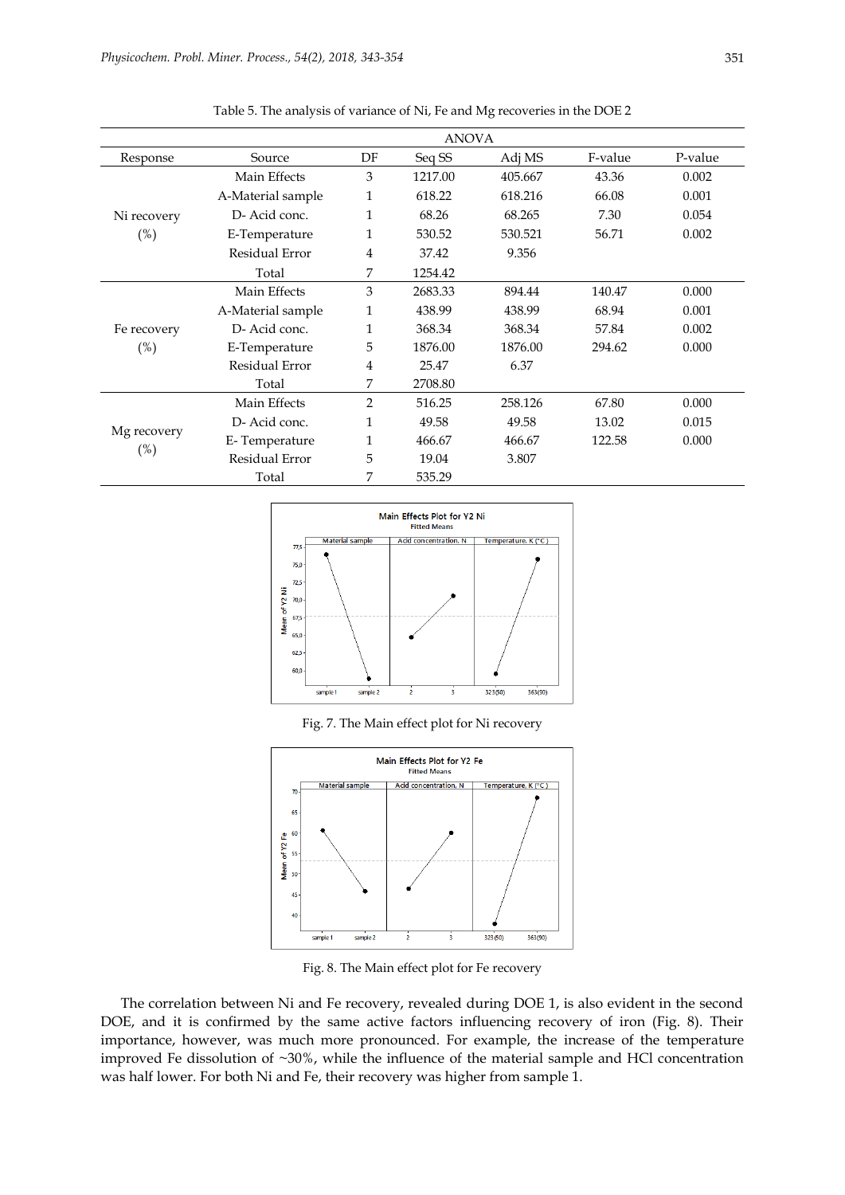Table 5. The analysis of variance of Ni, Fe and Mg recoveries in the DOE 2

| | | ANOVA | | | | |
|---|---|---|---|---|---|---|
| Response | Source | DF | Seq SS | Adj MS | F-value | P-value |
| Ni recovery (%) | Main Effects | 3 | 1217.00 | 405.667 | 43.36 | 0.002 |
| | A-Material sample | 1 | 618.22 | 618.216 | 66.08 | 0.001 |
| | D- Acid conc. | 1 | 68.26 | 68.265 | 7.30 | 0.054 |
| | E-Temperature | 1 | 530.52 | 530.521 | 56.71 | 0.002 |
| | Residual Error | 4 | 37.42 | 9.356 | | |
| | Total | 7 | 1254.42 | | | |
| Fe recovery (%) | Main Effects | 3 | 2683.33 | 894.44 | 140.47 | 0.000 |
| | A-Material sample | 1 | 438.99 | 438.99 | 68.94 | 0.001 |
| | D- Acid conc. | 1 | 368.34 | 368.34 | 57.84 | 0.002 |
| | E-Temperature | 5 | 1876.00 | 1876.00 | 294.62 | 0.000 |
| | Residual Error | 4 | 25.47 | 6.37 | | |
| | Total | 7 | 2708.80 | | | |
| Mg recovery (%) | Main Effects | 2 | 516.25 | 258.126 | 67.80 | 0.000 |
| | D- Acid conc. | 1 | 49.58 | 49.58 | 13.02 | 0.015 |
| | E- Temperature | 1 | 466.67 | 466.67 | 122.58 | 0.000 |
| | Residual Error | 5 | 19.04 | 3.807 | | |
| | Total | 7 | 535.29 | | | |

Fig. 7. The Main effect plot for Ni recovery

Fig. 8. The Main effect plot for Fe recovery

The correlation between Ni and Fe recovery, revealed during DOE 1, is also evident in the second DOE, and it is confirmed by the same active factors influencing recovery of iron (Fig. 8). Their importance, however, was much more pronounced. For example, the increase of the temperature improved Fe dissolution of ~30%, while the influence of the material sample and HCl concentration was half lower. For both Ni and Fe, their recovery was higher from sample 1.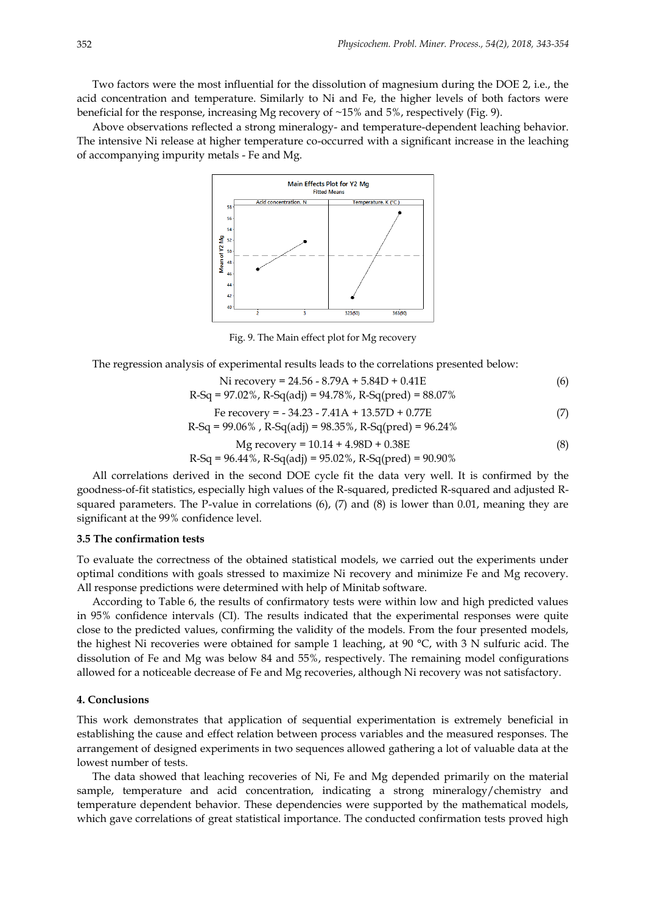Two factors were the most influential for the dissolution of magnesium during the DOE 2, i.e., the acid concentration and temperature. Similarly to Ni and Fe, the higher levels of both factors were beneficial for the response, increasing Mg recovery of ~15% and 5%, respectively (Fig. 9).

Above observations reflected a strong mineralogy- and temperature-dependent leaching behavior. The intensive Ni release at higher temperature co-occurred with a significant increase in the leaching of accompanying impurity metals - Fe and Mg.

Fig. 9. The Main effect plot for Mg recovery

The regression analysis of experimental results leads to the correlations presented below:

$$\text{Ni recovery} = 24.56 - 8.79A + 5.84D + 0.41E \tag{6}$$

R-Sq = 97.02%, R-Sq(adj) = 94.78%, R-Sq(pred) = 88.07%

$$\text{Fe recovery} = -34.23 - 7.41A + 13.57D + 0.77E \tag{7}$$

R-Sq = 99.06% , R-Sq(adj) = 98.35%, R-Sq(pred) = 96.24%

$$\text{Mg recovery} = 10.14 + 4.98D + 0.38E \tag{8}$$

R-Sq = 96.44%, R-Sq(adj) = 95.02%, R-Sq(pred) = 90.90%

All correlations derived in the second DOE cycle fit the data very well. It is confirmed by the goodness-of-fit statistics, especially high values of the R-squared, predicted R-squared and adjusted R-squared parameters. The P-value in correlations (6), (7) and (8) is lower than 0.01, meaning they are significant at the 99% confidence level.

### 3.5 The confirmation tests

To evaluate the correctness of the obtained statistical models, we carried out the experiments under optimal conditions with goals stressed to maximize Ni recovery and minimize Fe and Mg recovery. All response predictions were determined with help of Minitab software.

According to Table 6, the results of confirmatory tests were within low and high predicted values in 95% confidence intervals (CI). The results indicated that the experimental responses were quite close to the predicted values, confirming the validity of the models. From the four presented models, the highest Ni recoveries were obtained for sample 1 leaching, at 90 °C, with 3 N sulfuric acid. The dissolution of Fe and Mg was below 84 and 55%, respectively. The remaining model configurations allowed for a noticeable decrease of Fe and Mg recoveries, although Ni recovery was not satisfactory.

## 4. Conclusions

This work demonstrates that application of sequential experimentation is extremely beneficial in establishing the cause and effect relation between process variables and the measured responses. The arrangement of designed experiments in two sequences allowed gathering a lot of valuable data at the lowest number of tests.

The data showed that leaching recoveries of Ni, Fe and Mg depended primarily on the material sample, temperature and acid concentration, indicating a strong mineralogy/chemistry and temperature dependent behavior. These dependencies were supported by the mathematical models, which gave correlations of great statistical importance. The conducted confirmation tests proved high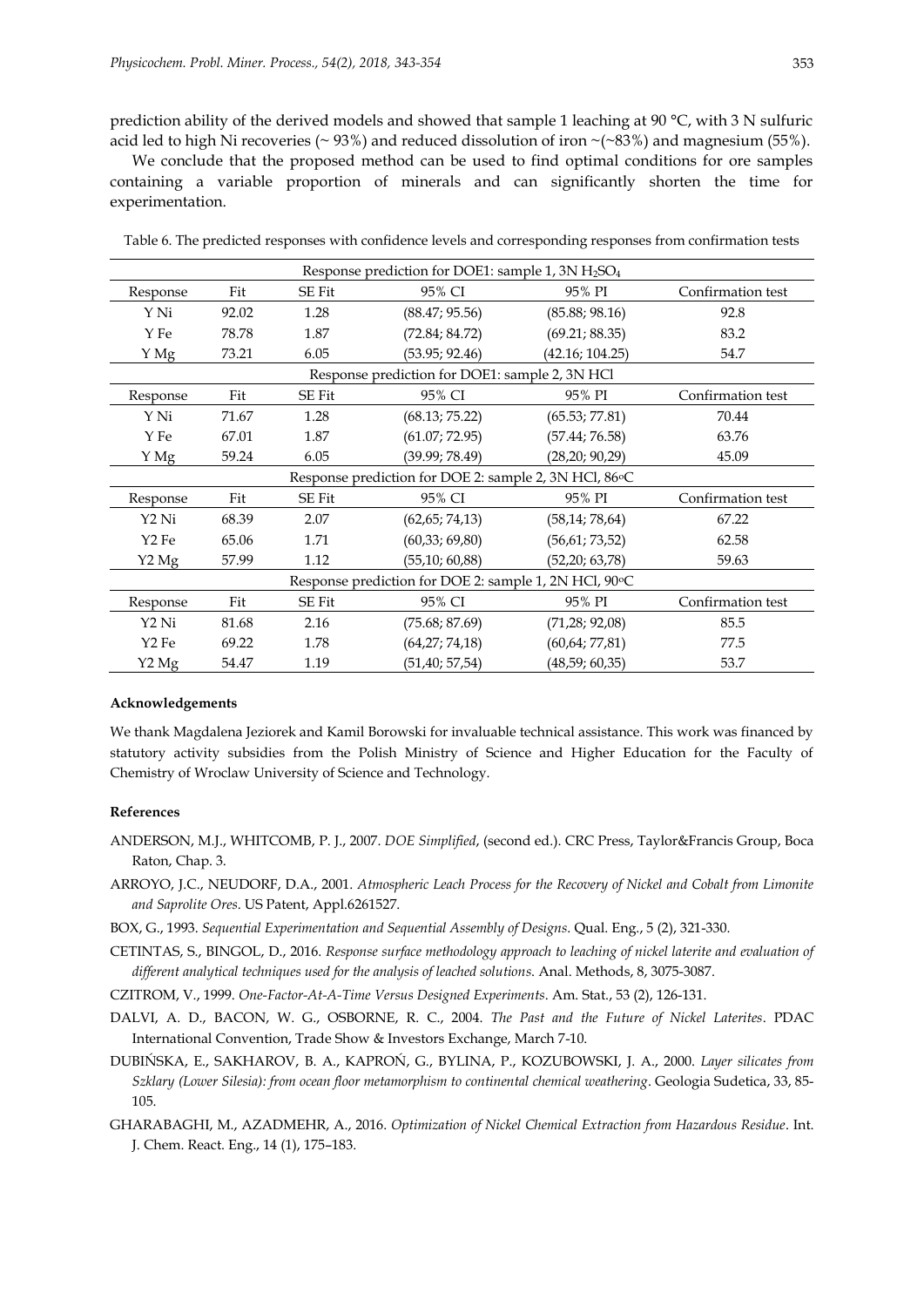prediction ability of the derived models and showed that sample 1 leaching at 90 °C, with 3 N sulfuric acid led to high Ni recoveries (~ 93%) and reduced dissolution of iron ~(~83%) and magnesium (55%).

We conclude that the proposed method can be used to find optimal conditions for ore samples containing a variable proportion of minerals and can significantly shorten the time for experimentation.

Table 6. The predicted responses with confidence levels and corresponding responses from confirmation tests

| Response prediction for DOE1: sample 1, 3N $H_2SO_4$ | | | | | |
|---|---|---|---|---|---|
| Response | Fit | SE Fit | 95% CI | 95% PI | Confirmation test |
| Y Ni | 92.02 | 1.28 | (88.47; 95.56) | (85.88; 98.16) | 92.8 |
| Y Fe | 78.78 | 1.87 | (72.84; 84.72) | (69.21; 88.35) | 83.2 |
| Y Mg | 73.21 | 6.05 | (53.95; 92.46) | (42.16; 104.25) | 54.7 |
| Response prediction for DOE1: sample 2, 3N HCl | | | | | |
| Response | Fit | SE Fit | 95% CI | 95% PI | Confirmation test |
| Y Ni | 71.67 | 1.28 | (68.13; 75.22) | (65.53; 77.81) | 70.44 |
| Y Fe | 67.01 | 1.87 | (61.07; 72.95) | (57.44; 76.58) | 63.76 |
| Y Mg | 59.24 | 6.05 | (39.99; 78.49) | (28,20; 90,29) | 45.09 |
| Response prediction for DOE 2: sample 2, 3N HCl, 86°C | | | | | |
| Response | Fit | SE Fit | 95% CI | 95% PI | Confirmation test |
| Y2 Ni | 68.39 | 2.07 | (62,65; 74,13) | (58,14; 78,64) | 67.22 |
| Y2 Fe | 65.06 | 1.71 | (60,33; 69,80) | (56,61; 73,52) | 62.58 |
| Y2 Mg | 57.99 | 1.12 | (55,10; 60,88) | (52,20; 63,78) | 59.63 |
| Response prediction for DOE 2: sample 1, 2N HCl, 90°C | | | | | |
| Response | Fit | SE Fit | 95% CI | 95% PI | Confirmation test |
| Y2 Ni | 81.68 | 2.16 | (75.68; 87.69) | (71,28; 92,08) | 85.5 |
| Y2 Fe | 69.22 | 1.78 | (64,27; 74,18) | (60,64; 77,81) | 77.5 |
| Y2 Mg | 54.47 | 1.19 | (51,40; 57,54) | (48,59; 60,35) | 53.7 |

#### Acknowledgements

We thank Magdalena Jeziorek and Kamil Borowski for invaluable technical assistance. This work was financed by statutory activity subsidies from the Polish Ministry of Science and Higher Education for the Faculty of Chemistry of Wroclaw University of Science and Technology.

#### References

ANDERSON, M.J., WHITCOMB, P. J., 2007. *DOE Simplified*, (second ed.). CRC Press, Taylor&Francis Group, Boca Raton, Chap. 3.

ARROYO, J.C., NEUDORF, D.A., 2001. *Atmospheric Leach Process for the Recovery of Nickel and Cobalt from Limonite and Saprolite Ores*. US Patent, Appl.6261527.

BOX, G., 1993. *Sequential Experimentation and Sequential Assembly of Designs*. Qual. Eng., 5 (2), 321-330.

CETINTAS, S., BINGOL, D., 2016. *Response surface methodology approach to leaching of nickel laterite and evaluation of different analytical techniques used for the analysis of leached solutions*. Anal. Methods, 8, 3075-3087.

CZITROM, V., 1999. *One-Factor-At-A-Time Versus Designed Experiments*. Am. Stat., 53 (2), 126-131.

DALVI, A. D., BACON, W. G., OSBORNE, R. C., 2004. *The Past and the Future of Nickel Laterites*. PDAC International Convention, Trade Show & Investors Exchange, March 7-10.

DUBIŃSKA, E., SAKHAROV, B. A., KAPROŃ, G., BYLINA, P., KOZUBOWSKI, J. A., 2000. *Layer silicates from Szklary (Lower Silesia): from ocean floor metamorphism to continental chemical weathering*. Geologia Sudetica, 33, 85-105.

GHARABAGHI, M., AZADMEHR, A., 2016. *Optimization of Nickel Chemical Extraction from Hazardous Residue*. Int. J. Chem. React. Eng., 14 (1), 175–183.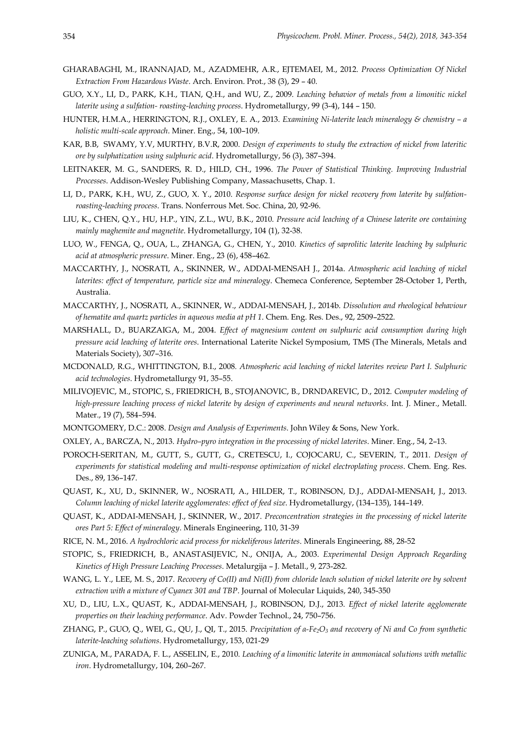GHARABAGHI, M., IRANNAJAD, M., AZADMEHR, A.R., EJTEMAEI, M., 2012. *Process Optimization Of Nickel Extraction From Hazardous Waste*. Arch. Environ. Prot., 38 (3), 29 – 40.

GUO, X.Y., LI, D., PARK, K.H., TIAN, Q.H., and WU, Z., 2009. *Leaching behavior of metals from a limonitic nickel laterite using a sulfation- roasting-leaching process*. Hydrometallurgy, 99 (3-4), 144 – 150.

HUNTER, H.M.A., HERRINGTON, R.J., OXLEY, E. A., 2013. *Examining Ni-laterite leach mineralogy & chemistry – a holistic multi-scale approach*. Miner. Eng., 54, 100–109.

KAR, B.B, SWAMY, Y.V, MURTHY, B.V.R, 2000. *Design of experiments to study the extraction of nickel from lateritic ore by sulphatization using sulphuric acid*. Hydrometallurgy, 56 (3), 387–394.

LEITNAKER, M. G., SANDERS, R. D., HILD, CH., 1996. *The Power of Statistical Thinking. Improving Industrial Processes*. Addison-Wesley Publishing Company, Massachusetts, Chap. 1.

LI, D., PARK, K.H., WU, Z., GUO, X. Y., 2010. *Response surface design for nickel recovery from laterite by sulfation-roasting-leaching process*. Trans. Nonferrous Met. Soc. China, 20, 92-96.

LIU, K., CHEN, Q.Y., HU, H.P., YIN, Z.L., WU, B.K., 2010. *Pressure acid leaching of a Chinese laterite ore containing mainly maghemite and magnetite*. Hydrometallurgy, 104 (1), 32-38.

LUO, W., FENGA, Q., OUA, L., ZHANGA, G., CHEN, Y., 2010. *Kinetics of saprolitic laterite leaching by sulphuric acid at atmospheric pressure*. Miner. Eng., 23 (6), 458–462.

MACCARTHY, J., NOSRATI, A., SKINNER, W., ADDAI-MENSAH J., 2014a. *Atmospheric acid leaching of nickel laterites: effect of temperature, particle size and mineralogy*. Chemeca Conference, September 28-October 1, Perth, Australia.

MACCARTHY, J., NOSRATI, A., SKINNER, W., ADDAI-MENSAH, J., 2014b. *Dissolution and rheological behaviour of hematite and quartz particles in aqueous media at pH 1*. Chem. Eng. Res. Des., 92, 2509–2522.

MARSHALL, D., BUARZAIGA, M., 2004. *Effect of magnesium content on sulphuric acid consumption during high pressure acid leaching of laterite ores*. International Laterite Nickel Symposium, TMS (The Minerals, Metals and Materials Society), 307–316.

MCDONALD, R.G., WHITTINGTON, B.I., 2008. *Atmospheric acid leaching of nickel laterites review Part I. Sulphuric acid technologies*. Hydrometallurgy 91, 35–55.

MILIVOJEVIC, M., STOPIC, S., FRIEDRICH, B., STOJANOVIC, B., DRNDAREVIC, D., 2012. *Computer modeling of high-pressure leaching process of nickel laterite by design of experiments and neural networks*. Int. J. Miner., Metall. Mater., 19 (7), 584–594.

MONTGOMERY, D.C.: 2008. *Design and Analysis of Experiments*. John Wiley & Sons, New York.

OXLEY, A., BARCZA, N., 2013. *Hydro–pyro integration in the processing of nickel laterites*. Miner. Eng., 54, 2–13.

POROCH-SERITAN, M., GUTT, S., GUTT, G., CRETESCU, I., COJOCARU, C., SEVERIN, T., 2011. *Design of experiments for statistical modeling and multi-response optimization of nickel electroplating process*. Chem. Eng. Res. Des., 89, 136–147.

QUAST, K., XU, D., SKINNER, W., NOSRATI, A., HILDER, T., ROBINSON, D.J., ADDAI-MENSAH, J., 2013. *Column leaching of nickel laterite agglomerates: effect of feed size*. Hydrometallurgy, (134–135), 144–149.

QUAST, K., ADDAI-MENSAH, J., SKINNER, W., 2017. *Preconcentration strategies in the processing of nickel laterite ores Part 5: Effect of mineralogy*. Minerals Engineering, 110, 31-39

RICE, N. M., 2016. *A hydrochloric acid process for nickeliferous laterites*. Minerals Engineering, 88, 28-52

STOPIC, S., FRIEDRICH, B., ANASTASIJEVIC, N., ONIJA, A., 2003. *Experimental Design Approach Regarding Kinetics of High Pressure Leaching Processes*. Metalurgija – J. Metall., 9, 273-282.

WANG, L. Y., LEE, M. S., 2017. *Recovery of Co(II) and Ni(II) from chloride leach solution of nickel laterite ore by solvent extraction with a mixture of Cyanex 301 and TBP*. Journal of Molecular Liquids, 240, 345-350

XU, D., LIU, L.X., QUAST, K., ADDAI-MENSAH, J., ROBINSON, D.J., 2013. *Effect of nickel laterite agglomerate properties on their leaching performance*. Adv. Powder Technol., 24, 750–756.

ZHANG, P., GUO, Q., WEI, G., QU, J., QI, T., 2015. *Precipitation of a-$Fe_2O_3$ and recovery of Ni and Co from synthetic laterite-leaching solutions*. Hydrometallurgy, 153, 021-29

ZUNIGA, M., PARADA, F. L., ASSELIN, E., 2010. *Leaching of a limonitic laterite in ammoniacal solutions with metallic iron*. Hydrometallurgy, 104, 260–267.